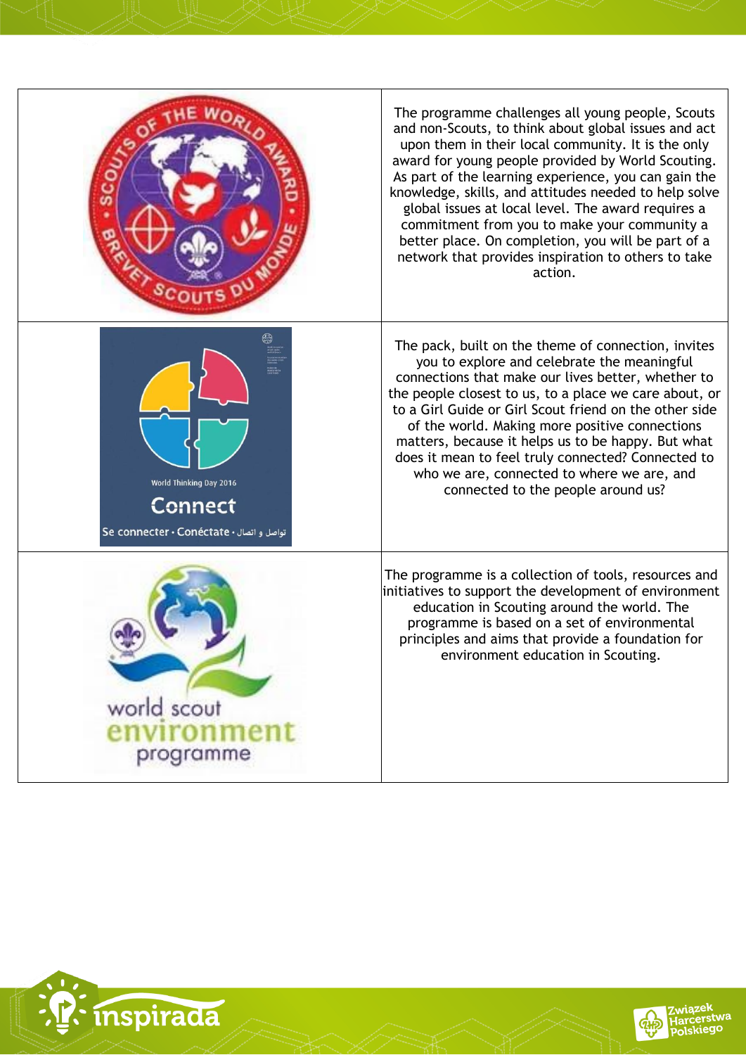| | |
|---|---|
| SCOUTS OF THE WORLD AWARD • BREVET SCOUTS DU MONDE | The programme challenges all young people, Scouts and non-Scouts, to think about global issues and act upon them in their local community. It is the only award for young people provided by World Scouting. As part of the learning experience, you can gain the knowledge, skills, and attitudes needed to help solve global issues at local level. The award requires a commitment from you to make your community a better place. On completion, you will be part of a network that provides inspiration to others to take action. |
| World Thinking Day 2016 Connect Se connecter • Conéctate • تواصل و اتصال | The pack, built on the theme of connection, invites you to explore and celebrate the meaningful connections that make our lives better, whether to the people closest to us, to a place we care about, or to a Girl Guide or Girl Scout friend on the other side of the world. Making more positive connections matters, because it helps us to be happy. But what does it mean to feel truly connected? Connected to who we are, connected to where we are, and connected to the people around us? |
| world scout environment programme | The programme is a collection of tools, resources and initiatives to support the development of environment education in Scouting around the world. The programme is based on a set of environmental principles and aims that provide a foundation for environment education in Scouting. |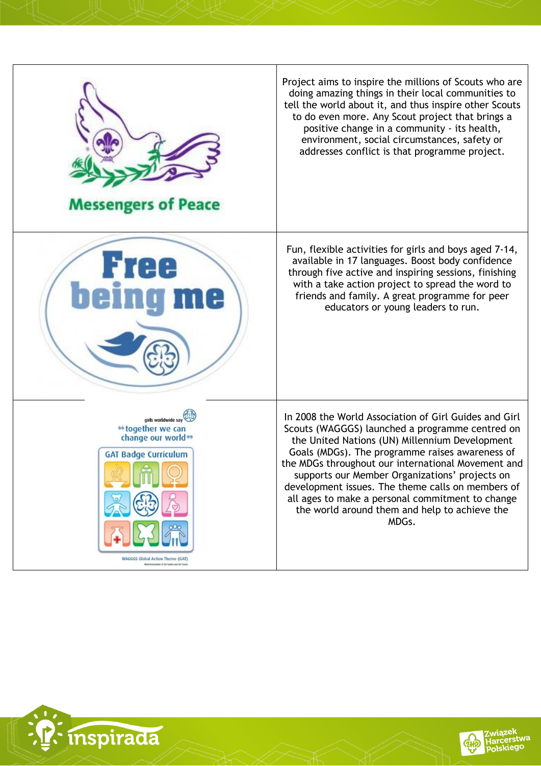| | |
|---|---|
| Messengers of Peace | Project aims to inspire the millions of Scouts who are doing amazing things in their local communities to tell the world about it, and thus inspire other Scouts to do even more. Any Scout project that brings a positive change in a community - its health, environment, social circumstances, safety or addresses conflict is that programme project. |
| Free being me | Fun, flexible activities for girls and boys aged 7-14, available in 17 languages. Boost body confidence through five active and inspiring sessions, finishing with a take action project to spread the word to friends and family. A great programme for peer educators or young leaders to run. |
| girls worldwide say "together we can change our world" GAT Badge Curriculum WAGGGS Global Action Theme (GAT) | In 2008 the World Association of Girl Guides and Girl Scouts (WAGGGS) launched a programme centred on the United Nations (UN) Millennium Development Goals (MDGs). The programme raises awareness of the MDGs throughout our international Movement and supports our Member Organizations' projects on development issues. The theme calls on members of all ages to make a personal commitment to change the world around them and help to achieve the MDGs. |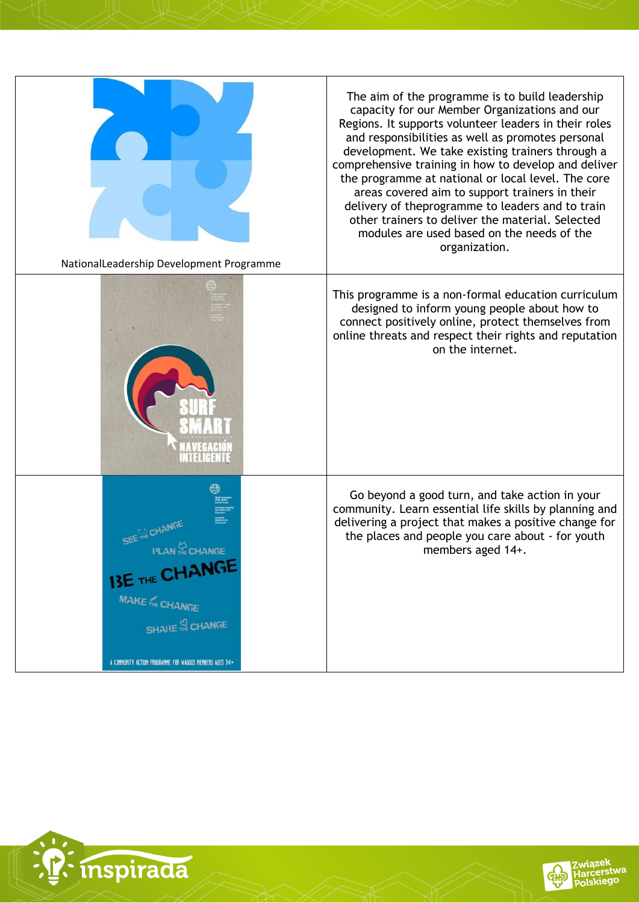| | |
|---|---|
| NationalLeadership Development Programme | The aim of the programme is to build leadership capacity for our Member Organizations and our Regions. It supports volunteer leaders in their roles and responsibilities as well as promotes personal development. We take existing trainers through a comprehensive training in how to develop and deliver the programme at national or local level. The core areas covered aim to support trainers in their delivery of theprogramme to leaders and to train other trainers to deliver the material. Selected modules are used based on the needs of the organization. |
| SURF SMART NAVEGACIÓN INTELIGENTE | This programme is a non-formal education curriculum designed to inform young people about how to connect positively online, protect themselves from online threats and respect their rights and reputation on the internet. |
| SEE THE CHANGE PLAN THE CHANGE BE THE CHANGE MAKE THE CHANGE SHARE THE CHANGE A COMMUNITY ACTION PROGRAMME FOR WAGGGS MEMBERS AGED 14+ | Go beyond a good turn, and take action in your community. Learn essential life skills by planning and delivering a project that makes a positive change for the places and people you care about - for youth members aged 14+. |